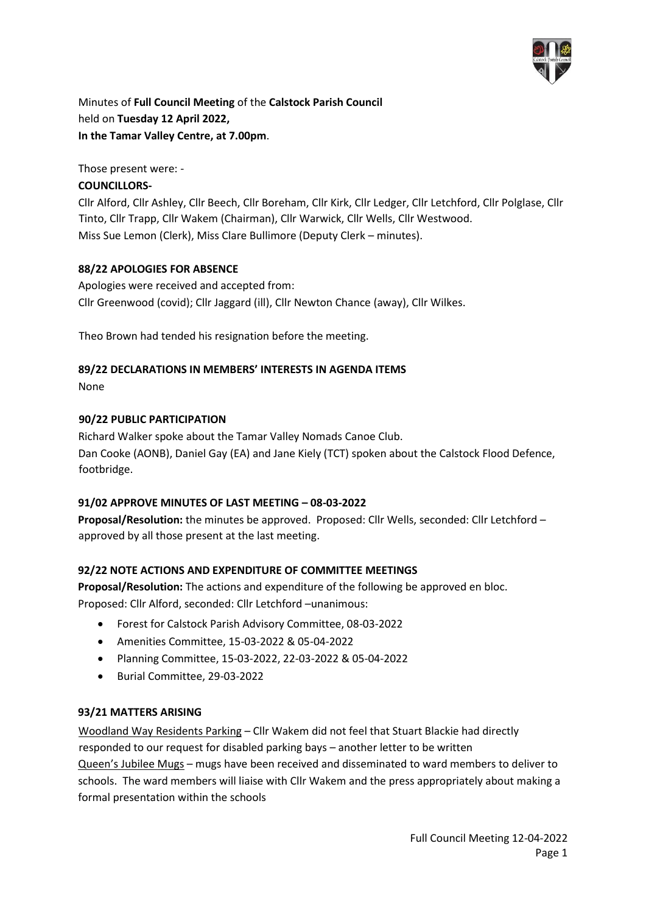Minutes of **Full Council Meeting** of the **Calstock Parish Council**
held on **Tuesday 12 April 2022,**
**In the Tamar Valley Centre, at 7.00pm**.

Those present were: -

**COUNCILLORS-**

Cllr Alford, Cllr Ashley, Cllr Beech, Cllr Boreham, Cllr Kirk, Cllr Ledger, Cllr Letchford, Cllr Polglase, Cllr Tinto, Cllr Trapp, Cllr Wakem (Chairman), Cllr Warwick, Cllr Wells, Cllr Westwood.
Miss Sue Lemon (Clerk), Miss Clare Bullimore (Deputy Clerk – minutes).

**88/22 APOLOGIES FOR ABSENCE**

Apologies were received and accepted from:
Cllr Greenwood (covid); Cllr Jaggard (ill), Cllr Newton Chance (away), Cllr Wilkes.

Theo Brown had tended his resignation before the meeting.

**89/22 DECLARATIONS IN MEMBERS' INTERESTS IN AGENDA ITEMS**

None

**90/22 PUBLIC PARTICIPATION**

Richard Walker spoke about the Tamar Valley Nomads Canoe Club.
Dan Cooke (AONB), Daniel Gay (EA) and Jane Kiely (TCT) spoken about the Calstock Flood Defence, footbridge.

**91/02 APPROVE MINUTES OF LAST MEETING – 08-03-2022**

**Proposal/Resolution:** the minutes be approved. Proposed: Cllr Wells, seconded: Cllr Letchford – approved by all those present at the last meeting.

**92/22 NOTE ACTIONS AND EXPENDITURE OF COMMITTEE MEETINGS**

**Proposal/Resolution:** The actions and expenditure of the following be approved en bloc.
Proposed: Cllr Alford, seconded: Cllr Letchford –unanimous:

- Forest for Calstock Parish Advisory Committee, 08-03-2022
- Amenities Committee, 15-03-2022 & 05-04-2022
- Planning Committee, 15-03-2022, 22-03-2022 & 05-04-2022
- Burial Committee, 29-03-2022

**93/21 MATTERS ARISING**

Woodland Way Residents Parking – Cllr Wakem did not feel that Stuart Blackie had directly responded to our request for disabled parking bays – another letter to be written

Queen's Jubilee Mugs – mugs have been received and disseminated to ward members to deliver to schools. The ward members will liaise with Cllr Wakem and the press appropriately about making a formal presentation within the schools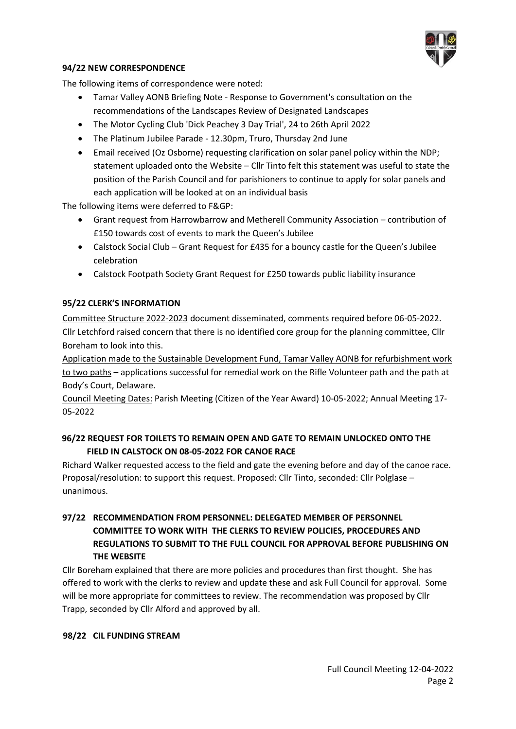### 94/22 NEW CORRESPONDENCE

The following items of correspondence were noted:

- Tamar Valley AONB Briefing Note - Response to Government's consultation on the recommendations of the Landscapes Review of Designated Landscapes
- The Motor Cycling Club 'Dick Peachey 3 Day Trial', 24 to 26th April 2022
- The Platinum Jubilee Parade - 12.30pm, Truro, Thursday 2nd June
- Email received (Oz Osborne) requesting clarification on solar panel policy within the NDP; statement uploaded onto the Website – Cllr Tinto felt this statement was useful to state the position of the Parish Council and for parishioners to continue to apply for solar panels and each application will be looked at on an individual basis

The following items were deferred to F&GP:

- Grant request from Harrowbarrow and Metherell Community Association – contribution of £150 towards cost of events to mark the Queen's Jubilee
- Calstock Social Club – Grant Request for £435 for a bouncy castle for the Queen's Jubilee celebration
- Calstock Footpath Society Grant Request for £250 towards public liability insurance

### 95/22 CLERK'S INFORMATION

Committee Structure 2022-2023 document disseminated, comments required before 06-05-2022. Cllr Letchford raised concern that there is no identified core group for the planning committee, Cllr Boreham to look into this.

Application made to the Sustainable Development Fund, Tamar Valley AONB for refurbishment work to two paths – applications successful for remedial work on the Rifle Volunteer path and the path at Body's Court, Delaware.

Council Meeting Dates: Parish Meeting (Citizen of the Year Award) 10-05-2022; Annual Meeting 17-05-2022

### 96/22 REQUEST FOR TOILETS TO REMAIN OPEN AND GATE TO REMAIN UNLOCKED ONTO THE FIELD IN CALSTOCK ON 08-05-2022 FOR CANOE RACE

Richard Walker requested access to the field and gate the evening before and day of the canoe race. Proposal/resolution: to support this request. Proposed: Cllr Tinto, seconded: Cllr Polglase – unanimous.

### 97/22 RECOMMENDATION FROM PERSONNEL: DELEGATED MEMBER OF PERSONNEL COMMITTEE TO WORK WITH THE CLERKS TO REVIEW POLICIES, PROCEDURES AND REGULATIONS TO SUBMIT TO THE FULL COUNCIL FOR APPROVAL BEFORE PUBLISHING ON THE WEBSITE

Cllr Boreham explained that there are more policies and procedures than first thought. She has offered to work with the clerks to review and update these and ask Full Council for approval. Some will be more appropriate for committees to review. The recommendation was proposed by Cllr Trapp, seconded by Cllr Alford and approved by all.

### 98/22 CIL FUNDING STREAM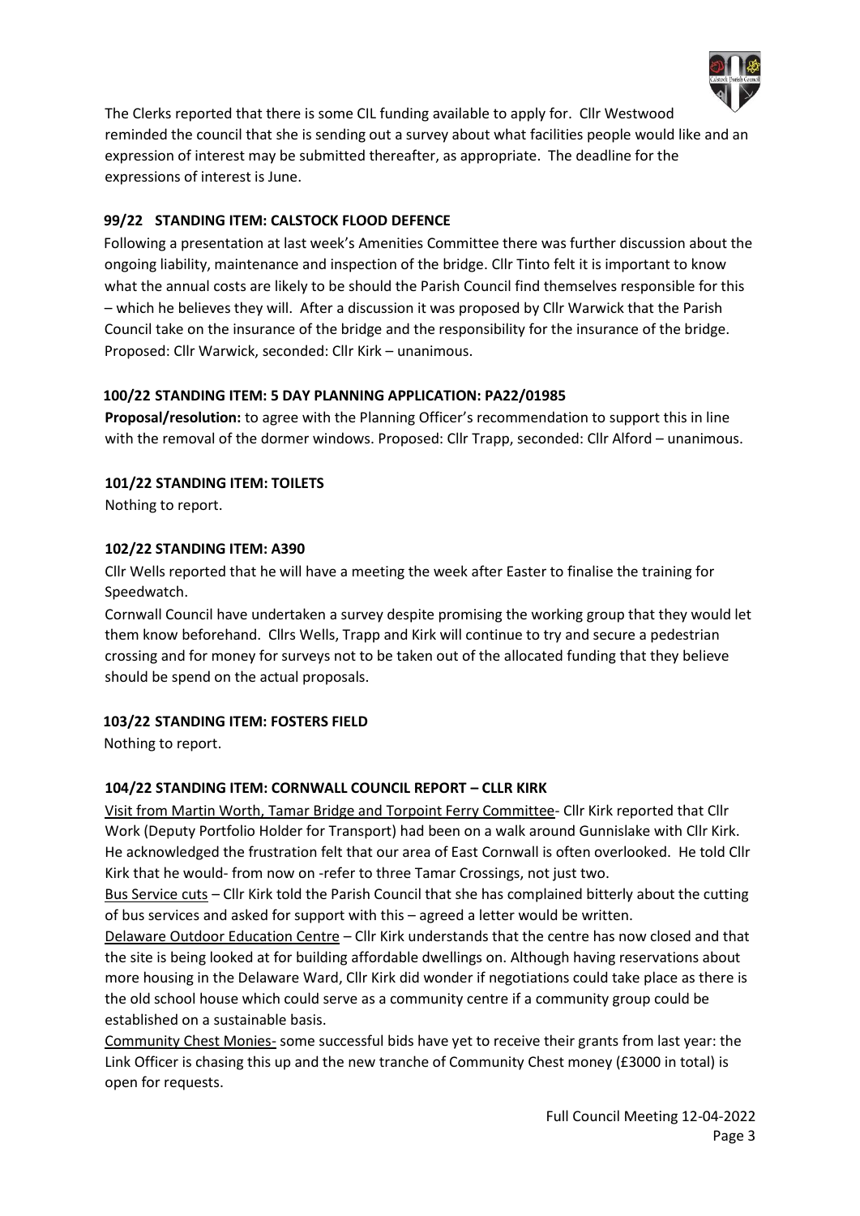The Clerks reported that there is some CIL funding available to apply for. Cllr Westwood reminded the council that she is sending out a survey about what facilities people would like and an expression of interest may be submitted thereafter, as appropriate. The deadline for the expressions of interest is June.

### 99/22 STANDING ITEM: CALSTOCK FLOOD DEFENCE

Following a presentation at last week's Amenities Committee there was further discussion about the ongoing liability, maintenance and inspection of the bridge. Cllr Tinto felt it is important to know what the annual costs are likely to be should the Parish Council find themselves responsible for this – which he believes they will. After a discussion it was proposed by Cllr Warwick that the Parish Council take on the insurance of the bridge and the responsibility for the insurance of the bridge. Proposed: Cllr Warwick, seconded: Cllr Kirk – unanimous.

### 100/22 STANDING ITEM: 5 DAY PLANNING APPLICATION: PA22/01985

**Proposal/resolution:** to agree with the Planning Officer's recommendation to support this in line with the removal of the dormer windows. Proposed: Cllr Trapp, seconded: Cllr Alford – unanimous.

### 101/22 STANDING ITEM: TOILETS

Nothing to report.

### 102/22 STANDING ITEM: A390

Cllr Wells reported that he will have a meeting the week after Easter to finalise the training for Speedwatch.

Cornwall Council have undertaken a survey despite promising the working group that they would let them know beforehand. Cllrs Wells, Trapp and Kirk will continue to try and secure a pedestrian crossing and for money for surveys not to be taken out of the allocated funding that they believe should be spend on the actual proposals.

### 103/22 STANDING ITEM: FOSTERS FIELD

Nothing to report.

### 104/22 STANDING ITEM: CORNWALL COUNCIL REPORT – CLLR KIRK

Visit from Martin Worth, Tamar Bridge and Torpoint Ferry Committee- Cllr Kirk reported that Cllr Work (Deputy Portfolio Holder for Transport) had been on a walk around Gunnislake with Cllr Kirk. He acknowledged the frustration felt that our area of East Cornwall is often overlooked. He told Cllr Kirk that he would- from now on -refer to three Tamar Crossings, not just two.

Bus Service cuts – Cllr Kirk told the Parish Council that she has complained bitterly about the cutting of bus services and asked for support with this – agreed a letter would be written.

Delaware Outdoor Education Centre – Cllr Kirk understands that the centre has now closed and that the site is being looked at for building affordable dwellings on. Although having reservations about more housing in the Delaware Ward, Cllr Kirk did wonder if negotiations could take place as there is the old school house which could serve as a community centre if a community group could be established on a sustainable basis.

Community Chest Monies- some successful bids have yet to receive their grants from last year: the Link Officer is chasing this up and the new tranche of Community Chest money (£3000 in total) is open for requests.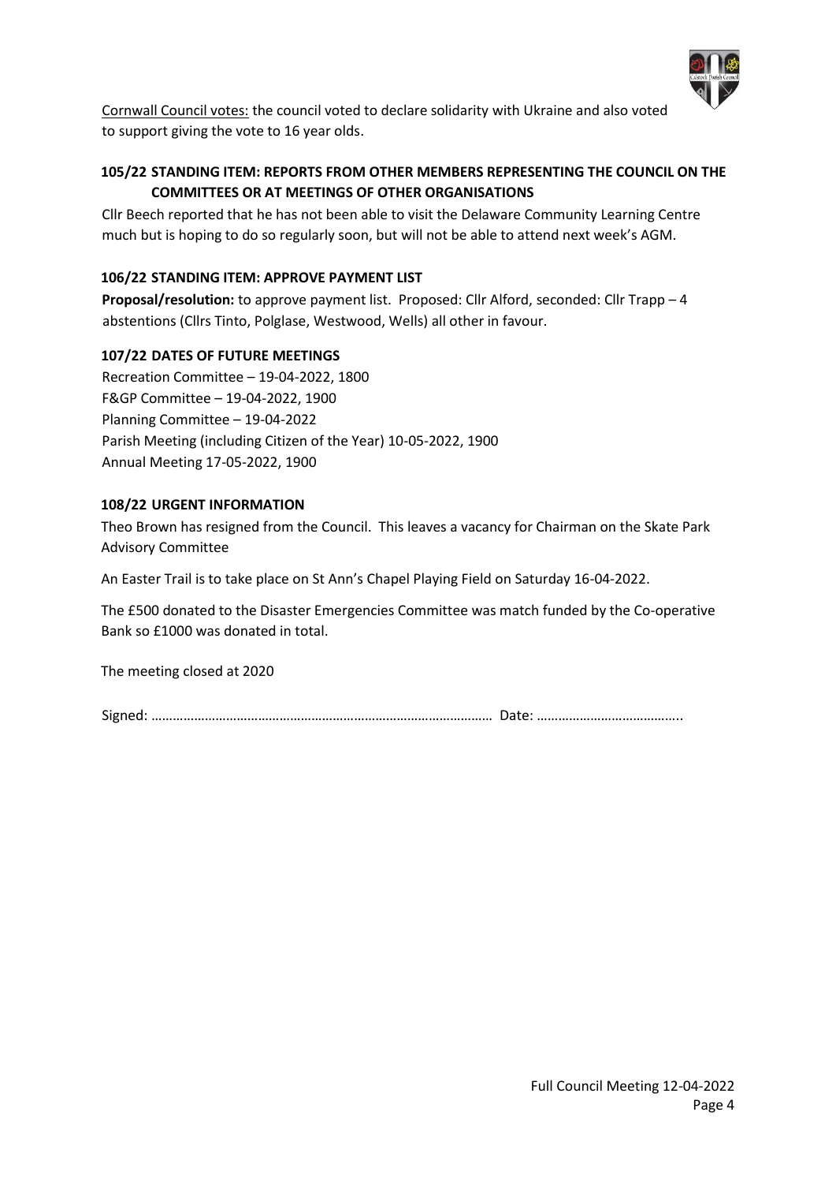<u>Cornwall Council votes:</u> the council voted to declare solidarity with Ukraine and also voted to support giving the vote to 16 year olds.

### 105/22 STANDING ITEM: REPORTS FROM OTHER MEMBERS REPRESENTING THE COUNCIL ON THE COMMITTEES OR AT MEETINGS OF OTHER ORGANISATIONS

Cllr Beech reported that he has not been able to visit the Delaware Community Learning Centre much but is hoping to do so regularly soon, but will not be able to attend next week's AGM.

### 106/22 STANDING ITEM: APPROVE PAYMENT LIST

**Proposal/resolution:** to approve payment list. Proposed: Cllr Alford, seconded: Cllr Trapp – 4 abstentions (Cllrs Tinto, Polglase, Westwood, Wells) all other in favour.

### 107/22 DATES OF FUTURE MEETINGS

Recreation Committee – 19-04-2022, 1800
F&GP Committee – 19-04-2022, 1900
Planning Committee – 19-04-2022
Parish Meeting (including Citizen of the Year) 10-05-2022, 1900
Annual Meeting 17-05-2022, 1900

### 108/22 URGENT INFORMATION

Theo Brown has resigned from the Council. This leaves a vacancy for Chairman on the Skate Park Advisory Committee

An Easter Trail is to take place on St Ann's Chapel Playing Field on Saturday 16-04-2022.

The £500 donated to the Disaster Emergencies Committee was match funded by the Co-operative Bank so £1000 was donated in total.

The meeting closed at 2020

Signed: ……………………………………………………………………………… Date: …………………………………..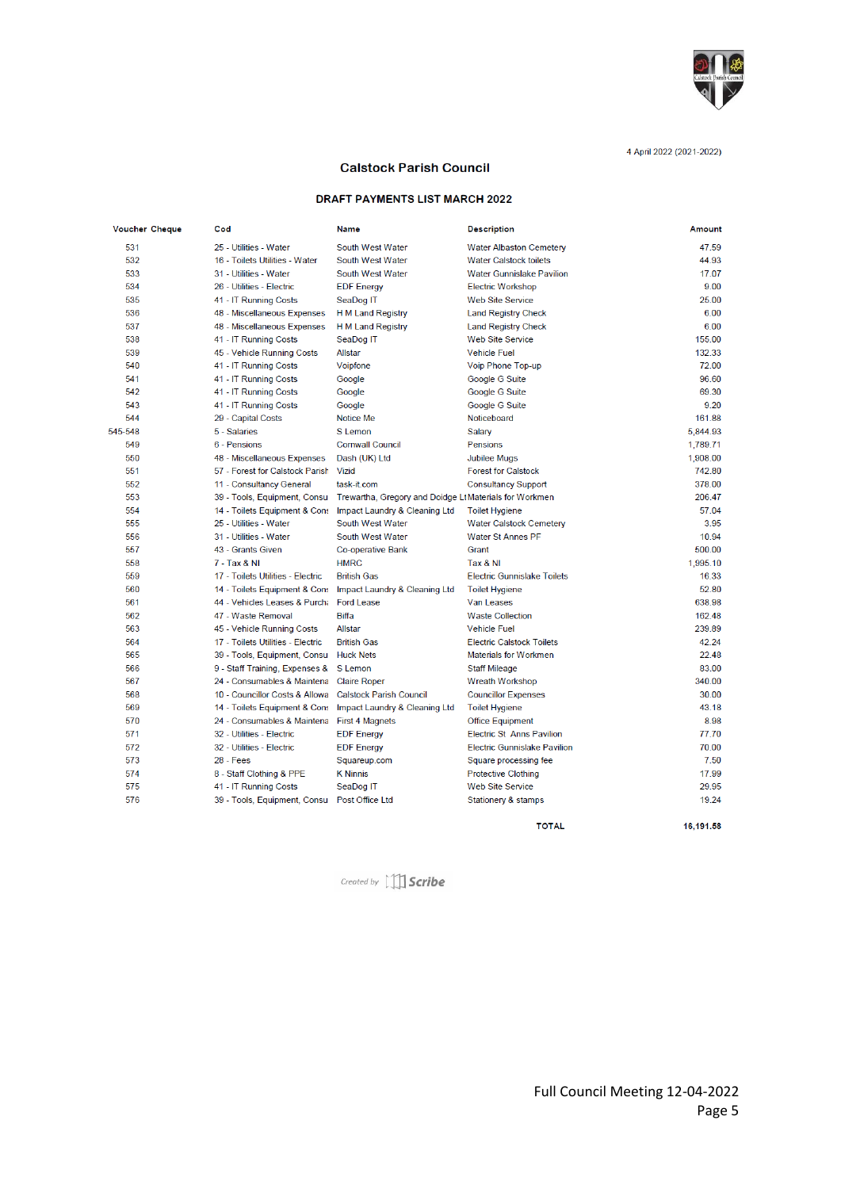4 April 2022 (2021-2022)

## Calstock Parish Council

### DRAFT PAYMENTS LIST MARCH 2022

| Voucher Cheque | Cod | Name | Description | Amount |
|---|---|---|---|---|
| 531 | 25 - Utilities - Water | South West Water | Water Albaston Cemetery | 47.59 |
| 532 | 16 - Toilets Utilities - Water | South West Water | Water Calstock toilets | 44.93 |
| 533 | 31 - Utilities - Water | South West Water | Water Gunnislake Pavilion | 17.07 |
| 534 | 26 - Utilities - Electric | EDF Energy | Electric Workshop | 9.00 |
| 535 | 41 - IT Running Costs | SeaDog IT | Web Site Service | 25.00 |
| 536 | 48 - Miscellaneous Expenses | H M Land Registry | Land Registry Check | 6.00 |
| 537 | 48 - Miscellaneous Expenses | H M Land Registry | Land Registry Check | 6.00 |
| 538 | 41 - IT Running Costs | SeaDog IT | Web Site Service | 155.00 |
| 539 | 45 - Vehicle Running Costs | Allstar | Vehicle Fuel | 132.33 |
| 540 | 41 - IT Running Costs | Voipfone | Voip Phone Top-up | 72.00 |
| 541 | 41 - IT Running Costs | Google | Google G Suite | 96.60 |
| 542 | 41 - IT Running Costs | Google | Google G Suite | 69.30 |
| 543 | 41 - IT Running Costs | Google | Google G Suite | 9.20 |
| 544 | 29 - Capital Costs | Notice Me | Noticeboard | 161.88 |
| 545-548 | 5 - Salaries | S Lemon | Salary | 5,844.93 |
| 549 | 6 - Pensions | Cornwall Council | Pensions | 1,789.71 |
| 550 | 48 - Miscellaneous Expenses | Dash (UK) Ltd | Jubilee Mugs | 1,908.00 |
| 551 | 57 - Forest for Calstock Parish | Vizid | Forest for Calstock | 742.80 |
| 552 | 11 - Consultancy General | task-it.com | Consultancy Support | 378.00 |
| 553 | 39 - Tools, Equipment, Consu | Trewartha, Gregory and Doidge Lt | Materials for Workmen | 206.47 |
| 554 | 14 - Toilets Equipment & Cons | Impact Laundry & Cleaning Ltd | Toilet Hygiene | 57.04 |
| 555 | 25 - Utilities - Water | South West Water | Water Calstock Cemetery | 3.95 |
| 556 | 31 - Utilities - Water | South West Water | Water St Annes PF | 10.94 |
| 557 | 43 - Grants Given | Co-operative Bank | Grant | 500.00 |
| 558 | 7 - Tax & NI | HMRC | Tax & NI | 1,995.10 |
| 559 | 17 - Toilets Utilities - Electric | British Gas | Electric Gunnislake Toilets | 16.33 |
| 560 | 14 - Toilets Equipment & Cons | Impact Laundry & Cleaning Ltd | Toilet Hygiene | 52.80 |
| 561 | 44 - Vehicles Leases & Purch | Ford Lease | Van Leases | 638.98 |
| 562 | 47 - Waste Removal | Biffa | Waste Collection | 162.48 |
| 563 | 45 - Vehicle Running Costs | Allstar | Vehicle Fuel | 239.89 |
| 564 | 17 - Toilets Utilities - Electric | British Gas | Electric Calstock Toilets | 42.24 |
| 565 | 39 - Tools, Equipment, Consu | Huck Nets | Materials for Workmen | 22.48 |
| 566 | 9 - Staff Training, Expenses & | S Lemon | Staff Mileage | 83.00 |
| 567 | 24 - Consumables & Maintena | Claire Roper | Wreath Workshop | 340.00 |
| 568 | 10 - Councillor Costs & Allowa | Calstock Parish Council | Councillor Expenses | 30.00 |
| 569 | 14 - Toilets Equipment & Cons | Impact Laundry & Cleaning Ltd | Toilet Hygiene | 43.18 |
| 570 | 24 - Consumables & Maintena | First 4 Magnets | Office Equipment | 8.98 |
| 571 | 32 - Utilities - Electric | EDF Energy | Electric St Anns Pavilion | 77.70 |
| 572 | 32 - Utilities - Electric | EDF Energy | Electric Gunnislake Pavilion | 70.00 |
| 573 | 28 - Fees | Squareup.com | Square processing fee | 7.50 |
| 574 | 8 - Staff Clothing & PPE | K Ninnis | Protective Clothing | 17.99 |
| 575 | 41 - IT Running Costs | SeaDog IT | Web Site Service | 29.95 |
| 576 | 39 - Tools, Equipment, Consu | Post Office Ltd | Stationery & stamps | 19.24 |
| | | | **TOTAL** | **16,191.58** |

*Created by Scribe*

Full Council Meeting 12-04-2022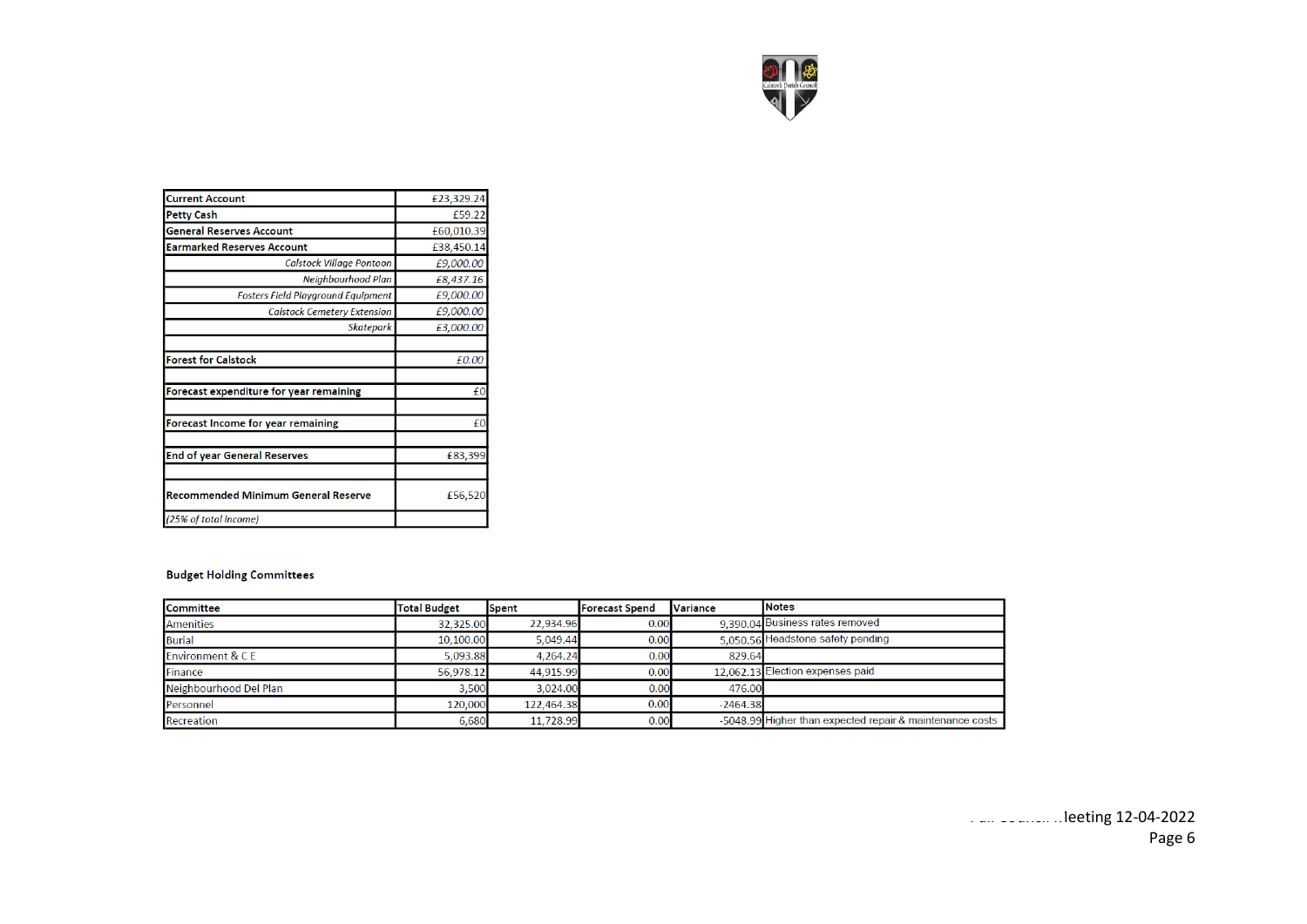| | |
|---|---|
| **Current Account** | £23,329.24 |
| **Petty Cash** | £59.22 |
| **General Reserves Account** | £60,010.39 |
| **Earmarked Reserves Account** | £38,450.14 |
| *Calstock Village Pontoon* | *£9,000.00* |
| *Neighbourhood Plan* | *£8,437.16* |
| *Fosters Field Playground Equipment* | *£9,000.00* |
| *Calstock Cemetery Extension* | *£9,000.00* |
| *Skatepark* | *£3,000.00* |
| | |
| **Forest for Calstock** | *£0.00* |
| | |
| **Forecast expenditure for year remaining** | £0 |
| | |
| **Forecast Income for year remaining** | £0 |
| | |
| **End of year General Reserves** | £83,399 |
| | |
| **Recommended Minimum General Reserve** | £56,520 |
| *(25% of total Income)* | |

**Budget Holding Committees**

| Committee | Total Budget | Spent | Forecast Spend | Variance | Notes |
|---|---|---|---|---|---|
| Amenities | 32,325.00 | 22,934.96 | 0.00 | 9,390.04 | Business rates removed |
| Burial | 10,100.00 | 5,049.44 | 0.00 | 5,050.56 | Headstone safety pending |
| Environment & C E | 5,093.88 | 4,264.24 | 0.00 | 829.64 | |
| Finance | 56,978.12 | 44,915.99 | 0.00 | 12,062.13 | Election expenses paid |
| Neighbourhood Del Plan | 3,500 | 3,024.00 | 0.00 | 476.00 | |
| Personnel | 120,000 | 122,464.38 | 0.00 | -2464.38 | |
| Recreation | 6,680 | 11,728.99 | 0.00 | -5048.99 | Higher than expected repair & maintenance costs |